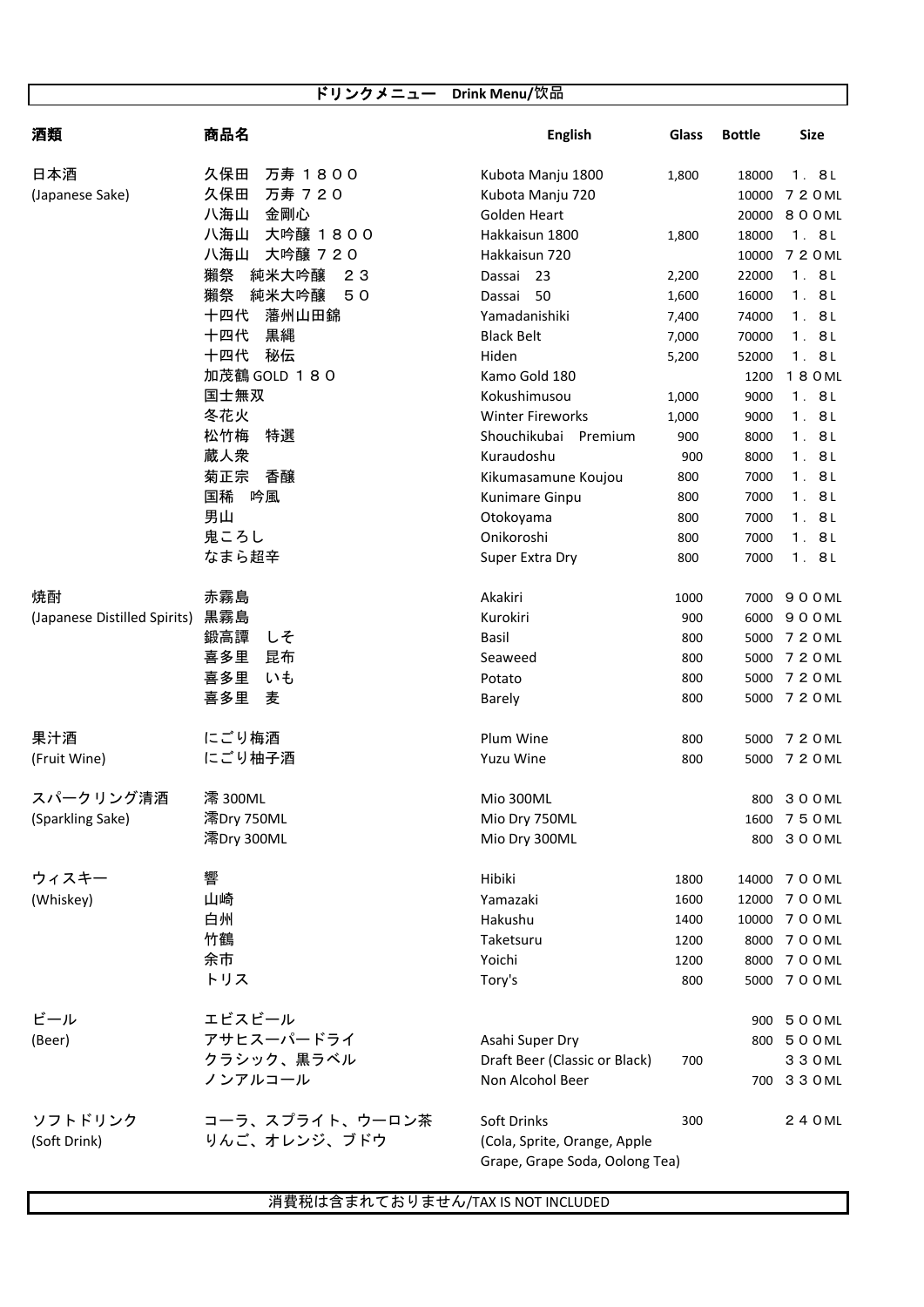# ドリンクメニュー　Drink Menu/饮品

| 酒類 | 商品名 | English | Glass | Bottle | Size |
|---|---|---|---|---|---|
| 日本酒 | 久保田　万寿 １８００ | Kubota Manju 1800 | 1,800 | 18000 | １．８L |
| (Japanese Sake) | 久保田　万寿 ７２０ | Kubota Manju 720 | | 10000 | ７２０ML |
| | 八海山　金剛心 | Golden Heart | | 20000 | ８００ML |
| | 八海山　大吟醸 １８００ | Hakkaisun 1800 | 1,800 | 18000 | １．８L |
| | 八海山　大吟醸 ７２０ | Hakkaisun 720 | | 10000 | ７２０ML |
| | 獺祭　純米大吟醸　２３ | Dassai　23 | 2,200 | 22000 | １．８L |
| | 獺祭　純米大吟醸　５０ | Dassai　50 | 1,600 | 16000 | １．８L |
| | 十四代　藩州山田錦 | Yamadanishiki | 7,400 | 74000 | １．８L |
| | 十四代　黒縄 | Black Belt | 7,000 | 70000 | １．８L |
| | 十四代　秘伝 | Hiden | 5,200 | 52000 | １．８L |
| | 加茂鶴 GOLD １８０ | Kamo Gold 180 | | 1200 | １８０ML |
| | 国士無双 | Kokushimusou | 1,000 | 9000 | １．８L |
| | 冬花火 | Winter Fireworks | 1,000 | 9000 | １．８L |
| | 松竹梅　特選 | Shouchikubai　Premium | 900 | 8000 | １．８L |
| | 蔵人衆 | Kuraudoshu | 900 | 8000 | １．８L |
| | 菊正宗　香醸 | Kikumasamune Koujou | 800 | 7000 | １．８L |
| | 国稀　吟風 | Kunimare Ginpu | 800 | 7000 | １．８L |
| | 男山 | Otokoyama | 800 | 7000 | １．８L |
| | 鬼ころし | Onikoroshi | 800 | 7000 | １．８L |
| | なまら超辛 | Super Extra Dry | 800 | 7000 | １．８L |
| 焼酎 | 赤霧島 | Akakiri | 1000 | 7000 | ９００ML |
| (Japanese Distilled Spirits) | 黒霧島 | Kurokiri | 900 | 6000 | ９００ML |
| | 鍛高譚　しそ | Basil | 800 | 5000 | ７２０ML |
| | 喜多里　昆布 | Seaweed | 800 | 5000 | ７２０ML |
| | 喜多里　いも | Potato | 800 | 5000 | ７２０ML |
| | 喜多里　麦 | Barely | 800 | 5000 | ７２０ML |
| 果汁酒 | にごり梅酒 | Plum Wine | 800 | 5000 | ７２０ML |
| (Fruit Wine) | にごり柚子酒 | Yuzu Wine | 800 | 5000 | ７２０ML |
| スパークリング清酒 | 澪 300ML | Mio 300ML | | 800 | ３００ML |
| (Sparkling Sake) | 澪Dry 750ML | Mio Dry 750ML | | 1600 | ７５０ML |
| | 澪Dry 300ML | Mio Dry 300ML | | 800 | ３００ML |
| ウィスキー | 響 | Hibiki | 1800 | 14000 | ７００ML |
| (Whiskey) | 山崎 | Yamazaki | 1600 | 12000 | ７００ML |
| | 白州 | Hakushu | 1400 | 10000 | ７００ML |
| | 竹鶴 | Taketsuru | 1200 | 8000 | ７００ML |
| | 余市 | Yoichi | 1200 | 8000 | ７００ML |
| | トリス | Tory's | 800 | 5000 | ７００ML |
| ビール | エビスビール | | | 900 | ５００ML |
| (Beer) | アサヒスーパードライ | Asahi Super Dry | | 800 | ５００ML |
| | クラシック、黒ラベル | Draft Beer (Classic or Black) | 700 | | ３３０ML |
| | ノンアルコール | Non Alcohol Beer | | 700 | ３３０ML |
| ソフトドリンク | コーラ、スプライト、ウーロン茶 | Soft Drinks | 300 | | ２４０ML |
| (Soft Drink) | りんご、オレンジ、ブドウ | (Cola, Sprite, Orange, Apple Grape, Grape Soda, Oolong Tea) | | | |

消費税は含まれておりません/TAX IS NOT INCLUDED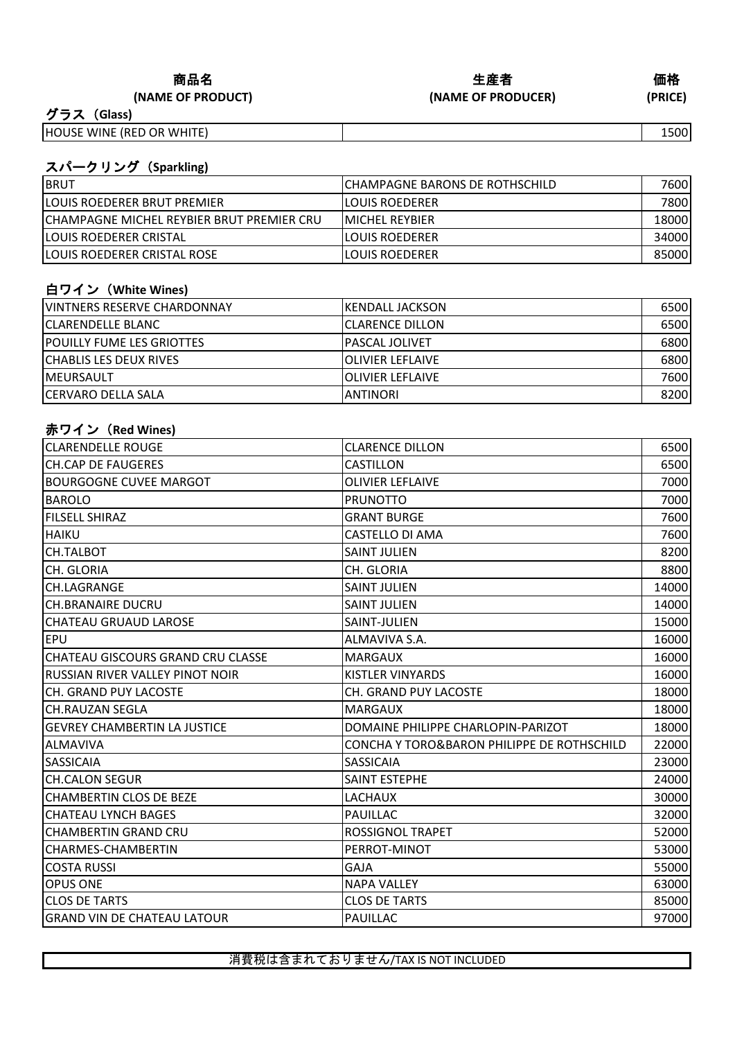| 商品名<br>(NAME OF PRODUCT) | 生産者<br>(NAME OF PRODUCER) | 価格<br>(PRICE) |
|---|---|---|

## グラス（Glass）

| | | |
|---|---|---|
| HOUSE WINE (RED OR WHITE) | | 1500 |

## スパークリング（Sparkling）

| | | |
|---|---|---|
| BRUT | CHAMPAGNE BARONS DE ROTHSCHILD | 7600 |
| LOUIS ROEDERER BRUT PREMIER | LOUIS ROEDERER | 7800 |
| CHAMPAGNE MICHEL REYBIER BRUT PREMIER CRU | MICHEL REYBIER | 18000 |
| LOUIS ROEDERER CRISTAL | LOUIS ROEDERER | 34000 |
| LOUIS ROEDERER CRISTAL ROSE | LOUIS ROEDERER | 85000 |

## 白ワイン（White Wines）

| | | |
|---|---|---|
| VINTNERS RESERVE CHARDONNAY | KENDALL JACKSON | 6500 |
| CLARENDELLE BLANC | CLARENCE DILLON | 6500 |
| POUILLY FUME LES GRIOTTES | PASCAL JOLIVET | 6800 |
| CHABLIS LES DEUX RIVES | OLIVIER LEFLAIVE | 6800 |
| MEURSAULT | OLIVIER LEFLAIVE | 7600 |
| CERVARO DELLA SALA | ANTINORI | 8200 |

## 赤ワイン（Red Wines）

| | | |
|---|---|---|
| CLARENDELLE ROUGE | CLARENCE DILLON | 6500 |
| CH.CAP DE FAUGERES | CASTILLON | 6500 |
| BOURGOGNE CUVEE MARGOT | OLIVIER LEFLAIVE | 7000 |
| BAROLO | PRUNOTTO | 7000 |
| FILSELL SHIRAZ | GRANT BURGE | 7600 |
| HAIKU | CASTELLO DI AMA | 7600 |
| CH.TALBOT | SAINT JULIEN | 8200 |
| CH. GLORIA | CH. GLORIA | 8800 |
| CH.LAGRANGE | SAINT JULIEN | 14000 |
| CH.BRANAIRE DUCRU | SAINT JULIEN | 14000 |
| CHATEAU GRUAUD LAROSE | SAINT-JULIEN | 15000 |
| EPU | ALMAVIVA S.A. | 16000 |
| CHATEAU GISCOURS GRAND CRU CLASSE | MARGAUX | 16000 |
| RUSSIAN RIVER VALLEY PINOT NOIR | KISTLER VINYARDS | 16000 |
| CH. GRAND PUY LACOSTE | CH. GRAND PUY LACOSTE | 18000 |
| CH.RAUZAN SEGLA | MARGAUX | 18000 |
| GEVREY CHAMBERTIN LA JUSTICE | DOMAINE PHILIPPE CHARLOPIN-PARIZOT | 18000 |
| ALMAVIVA | CONCHA Y TORO&BARON PHILIPPE DE ROTHSCHILD | 22000 |
| SASSICAIA | SASSICAIA | 23000 |
| CH.CALON SEGUR | SAINT ESTEPHE | 24000 |
| CHAMBERTIN CLOS DE BEZE | LACHAUX | 30000 |
| CHATEAU LYNCH BAGES | PAUILLAC | 32000 |
| CHAMBERTIN GRAND CRU | ROSSIGNOL TRAPET | 52000 |
| CHARMES-CHAMBERTIN | PERROT-MINOT | 53000 |
| COSTA RUSSI | GAJA | 55000 |
| OPUS ONE | NAPA VALLEY | 63000 |
| CLOS DE TARTS | CLOS DE TARTS | 85000 |
| GRAND VIN DE CHATEAU LATOUR | PAUILLAC | 97000 |

消費税は含まれておりません/TAX IS NOT INCLUDED